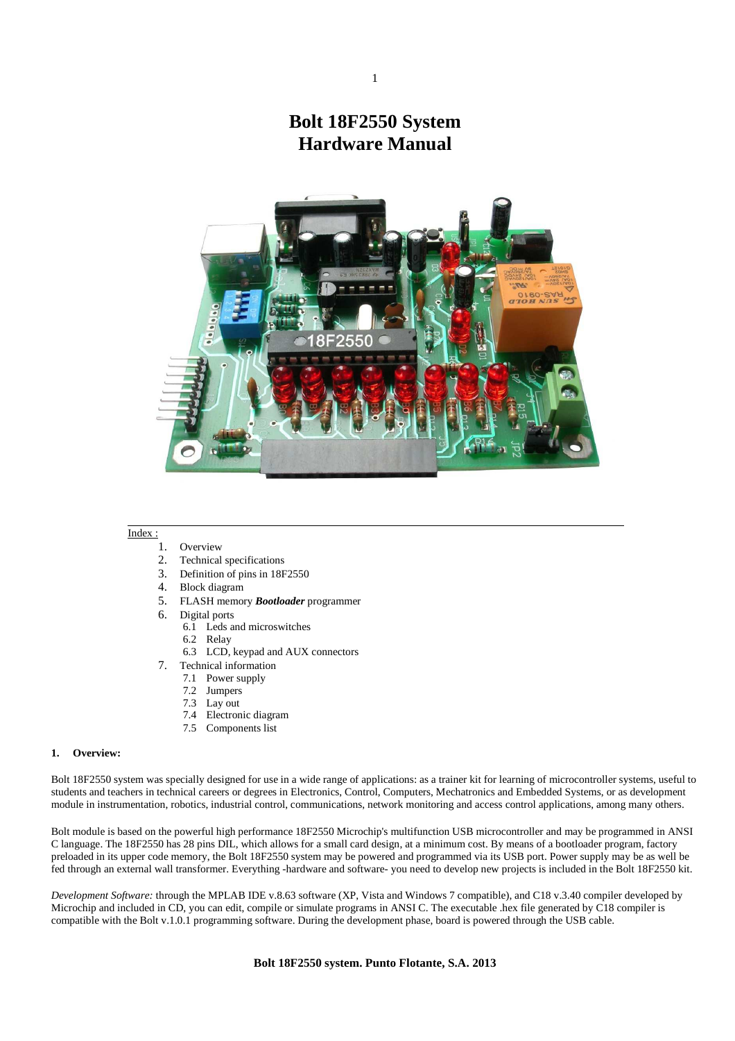# Bolt 18F2550 System
# Hardware Manual

Index :

1. Overview
2. Technical specifications
3. Definition of pins in 18F2550
4. Block diagram
5. FLASH memory ***Bootloader*** programmer
6. Digital ports
   - 6.1 Leds and microswitches
   - 6.2 Relay
   - 6.3 LCD, keypad and AUX connectors
7. Technical information
   - 7.1 Power supply
   - 7.2 Jumpers
   - 7.3 Lay out
   - 7.4 Electronic diagram
   - 7.5 Components list

## 1. Overview:

Bolt 18F2550 system was specially designed for use in a wide range of applications: as a trainer kit for learning of microcontroller systems, useful to students and teachers in technical careers or degrees in Electronics, Control, Computers, Mechatronics and Embedded Systems, or as development module in instrumentation, robotics, industrial control, communications, network monitoring and access control applications, among many others.

Bolt module is based on the powerful high performance 18F2550 Microchip's multifunction USB microcontroller and may be programmed in ANSI C language. The 18F2550 has 28 pins DIL, which allows for a small card design, at a minimum cost. By means of a bootloader program, factory preloaded in its upper code memory, the Bolt 18F2550 system may be powered and programmed via its USB port. Power supply may be as well be fed through an external wall transformer. Everything -hardware and software- you need to develop new projects is included in the Bolt 18F2550 kit.

*Development Software:* through the MPLAB IDE v.8.63 software (XP, Vista and Windows 7 compatible), and C18 v.3.40 compiler developed by Microchip and included in CD, you can edit, compile or simulate programs in ANSI C. The executable .hex file generated by C18 compiler is compatible with the Bolt v.1.0.1 programming software. During the development phase, board is powered through the USB cable.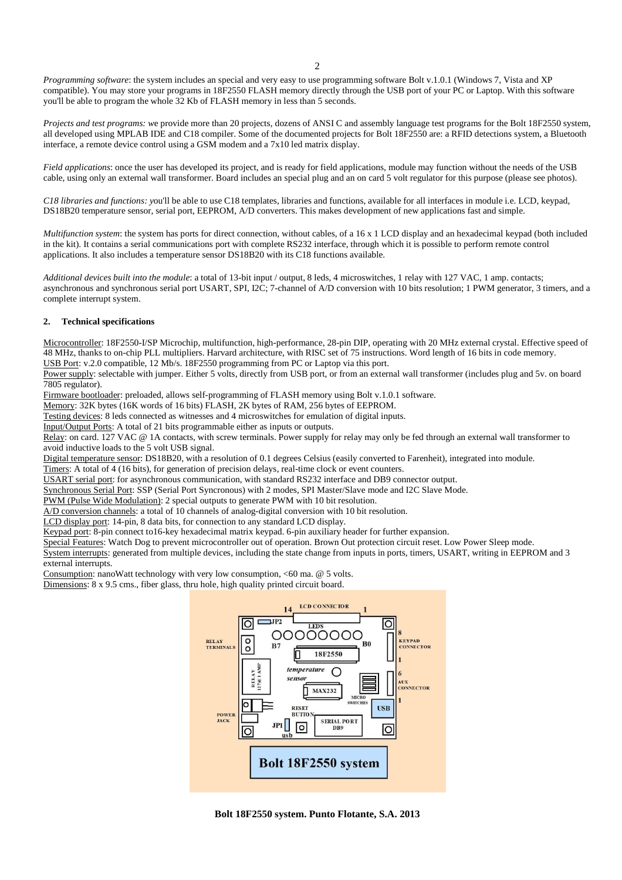*Programming software*: the system includes an special and very easy to use programming software Bolt v.1.0.1 (Windows 7, Vista and XP compatible). You may store your programs in 18F2550 FLASH memory directly through the USB port of your PC or Laptop. With this software you'll be able to program the whole 32 Kb of FLASH memory in less than 5 seconds.

*Projects and test programs: w*e provide more than 20 projects, dozens of ANSI C and assembly language test programs for the Bolt 18F2550 system, all developed using MPLAB IDE and C18 compiler. Some of the documented projects for Bolt 18F2550 are: a RFID detections system, a Bluetooth interface, a remote device control using a GSM modem and a 7x10 led matrix display.

*Field applications*: once the user has developed its project, and is ready for field applications, module may function without the needs of the USB cable, using only an external wall transformer. Board includes an special plug and an on card 5 volt regulator for this purpose (please see photos).

*C18 libraries and functions: y*ou'll be able to use C18 templates, libraries and functions, available for all interfaces in module i.e. LCD, keypad, DS18B20 temperature sensor, serial port, EEPROM, A/D converters. This makes development of new applications fast and simple.

*Multifunction system*: the system has ports for direct connection, without cables, of a 16 x 1 LCD display and an hexadecimal keypad (both included in the kit). It contains a serial communications port with complete RS232 interface, through which it is possible to perform remote control applications. It also includes a temperature sensor DS18B20 with its C18 functions available.

*Additional devices built into the module*: a total of 13-bit input / output, 8 leds, 4 microswitches, 1 relay with 127 VAC, 1 amp. contacts; asynchronous and synchronous serial port USART, SPI, I2C; 7-channel of A/D conversion with 10 bits resolution; 1 PWM generator, 3 timers, and a complete interrupt system.

## 2. Technical specifications

Microcontroller: 18F2550-I/SP Microchip, multifunction, high-performance, 28-pin DIP, operating with 20 MHz external crystal. Effective speed of 48 MHz, thanks to on-chip PLL multipliers. Harvard architecture, with RISC set of 75 instructions. Word length of 16 bits in code memory.
USB Port: v.2.0 compatible, 12 Mb/s. 18F2550 programming from PC or Laptop via this port.
Power supply: selectable with jumper. Either 5 volts, directly from USB port, or from an external wall transformer (includes plug and 5v. on board 7805 regulator).
Firmware bootloader: preloaded, allows self-programming of FLASH memory using Bolt v.1.0.1 software.
Memory: 32K bytes (16K words of 16 bits) FLASH, 2K bytes of RAM, 256 bytes of EEPROM.
Testing devices: 8 leds connected as witnesses and 4 microswitches for emulation of digital inputs.
Input/Output Ports: A total of 21 bits programmable either as inputs or outputs.
Relay: on card. 127 VAC @ 1A contacts, with screw terminals. Power supply for relay may only be fed through an external wall transformer to avoid inductive loads to the 5 volt USB signal.
Digital temperature sensor: DS18B20, with a resolution of 0.1 degrees Celsius (easily converted to Farenheit), integrated into module.
Timers: A total of 4 (16 bits), for generation of precision delays, real-time clock or event counters.
USART serial port: for asynchronous communication, with standard RS232 interface and DB9 connector output.
Synchronous Serial Port: SSP (Serial Port Syncronous) with 2 modes, SPI Master/Slave mode and I2C Slave Mode.
PWM (Pulse Wide Modulation): 2 special outputs to generate PWM with 10 bit resolution.
A/D conversion channels: a total of 10 channels of analog-digital conversion with 10 bit resolution.
LCD display port: 14-pin, 8 data bits, for connection to any standard LCD display.
Keypad port: 8-pin connect to16-key hexadecimal matrix keypad. 6-pin auxiliary header for further expansion.
Special Features: Watch Dog to prevent microcontroller out of operation. Brown Out protection circuit reset. Low Power Sleep mode.
System interrupts: generated from multiple devices, including the state change from inputs in ports, timers, USART, writing in EEPROM and 3 external interrupts.
Consumption: nanoWatt technology with very low consumption, <60 ma. @ 5 volts.
Dimensions: 8 x 9.5 cms., fiber glass, thru hole, high quality printed circuit board.

**Bolt 18F2550 system. Punto Flotante, S.A. 2013**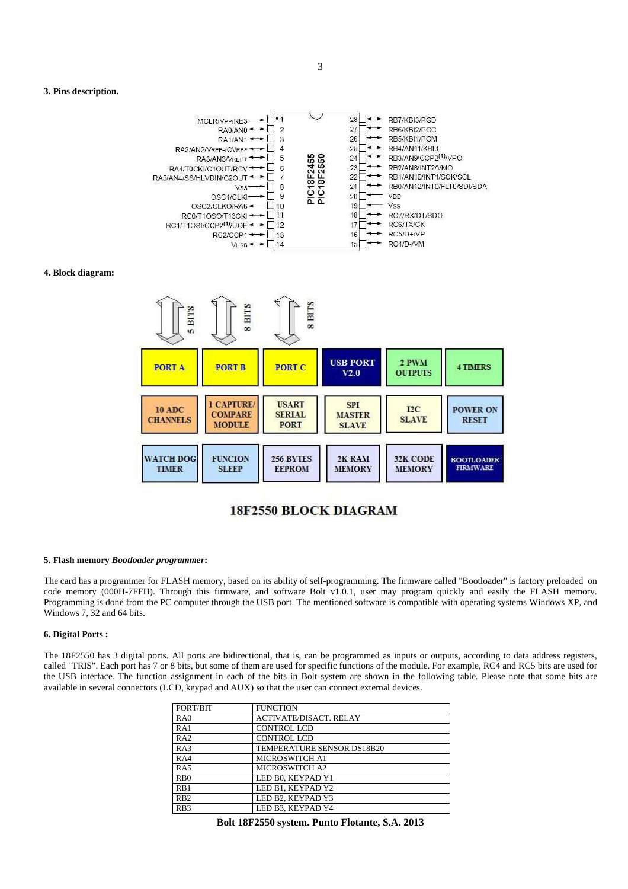### 3. Pins description.

| Pin | Function | Pin | Function |
|---|---|---|---|
| 1 | MCLR/VPP/RE3 | 28 | RB7/KBI3/PGD |
| 2 | RA0/AN0 | 27 | RB6/KBI2/PGC |
| 3 | RA1/AN1 | 26 | RB5/KBI1/PGM |
| 4 | RA2/AN2/VREF-/CVREF | 25 | RB4/AN11/KBI0 |
| 5 | RA3/AN3/VREF+ | 24 | RB3/AN9/CCP2(1)/VPO |
| 6 | RA4/T0CKI/C1OUT/RCV | 23 | RB2/AN8/INT2/VMO |
| 7 | RA5/AN4/SS/HLVDIN/C2OUT | 22 | RB1/AN10/INT1/SCK/SCL |
| 8 | VSS | 21 | RB0/AN12/INT0/FLT0/SDI/SDA |
| 9 | OSC1/CLKI | 20 | VDD |
| 10 | OSC2/CLKO/RA6 | 19 | VSS |
| 11 | RC0/T1OSO/T13CKI | 18 | RC7/RX/DT/SDO |
| 12 | RC1/T1OSI/CCP2(1)/UOE | 17 | RC6/TX/CK |
| 13 | RC2/CCP1 | 16 | RC5/D+/VP |
| 14 | VUSB | 15 | RC4/D-/VM |

PIC18F2455 / PIC18F2550

### 4. Block diagram:

| 5 BITS | 8 BITS | 8 BITS | | | |
|---|---|---|---|---|---|
| PORT A | PORT B | PORT C | USB PORT V2.0 | 2 PWM OUTPUTS | 4 TIMERS |
| 10 ADC CHANNELS | 1 CAPTURE/ COMPARE MODULE | USART SERIAL PORT | SPI MASTER SLAVE | I2C SLAVE | POWER ON RESET |
| WATCH DOG TIMER | FUNCION SLEEP | 256 BYTES EEPROM | 2K RAM MEMORY | 32K CODE MEMORY | BOOTLOADER FIRMWARE |

**18F2550 BLOCK DIAGRAM**

### 5. Flash memory *Bootloader programmer*:

The card has a programmer for FLASH memory, based on its ability of self-programming. The firmware called "Bootloader" is factory preloaded on code memory (000H-7FFFH). Through this firmware, and software Bolt v1.0.1, user may program quickly and easily the FLASH memory. Programming is done from the PC computer through the USB port. The mentioned software is compatible with operating systems Windows XP, and Windows 7, 32 and 64 bits.

### 6. Digital Ports :

The 18F2550 has 3 digital ports. All ports are bidirectional, that is, can be programmed as inputs or outputs, according to data address registers, called "TRIS". Each port has 7 or 8 bits, but some of them are used for specific functions of the module. For example, RC4 and RC5 bits are used for the USB interface. The function assignment in each of the bits in Bolt system are shown in the following table. Please note that some bits are available in several connectors (LCD, keypad and AUX) so that the user can connect external devices.

| PORT/BIT | FUNCTION |
|---|---|
| RA0 | ACTIVATE/DISACT. RELAY |
| RA1 | CONTROL LCD |
| RA2 | CONTROL LCD |
| RA3 | TEMPERATURE SENSOR DS18B20 |
| RA4 | MICROSWITCH A1 |
| RA5 | MICROSWITCH A2 |
| RB0 | LED B0, KEYPAD Y1 |
| RB1 | LED B1, KEYPAD Y2 |
| RB2 | LED B2, KEYPAD Y3 |
| RB3 | LED B3, KEYPAD Y4 |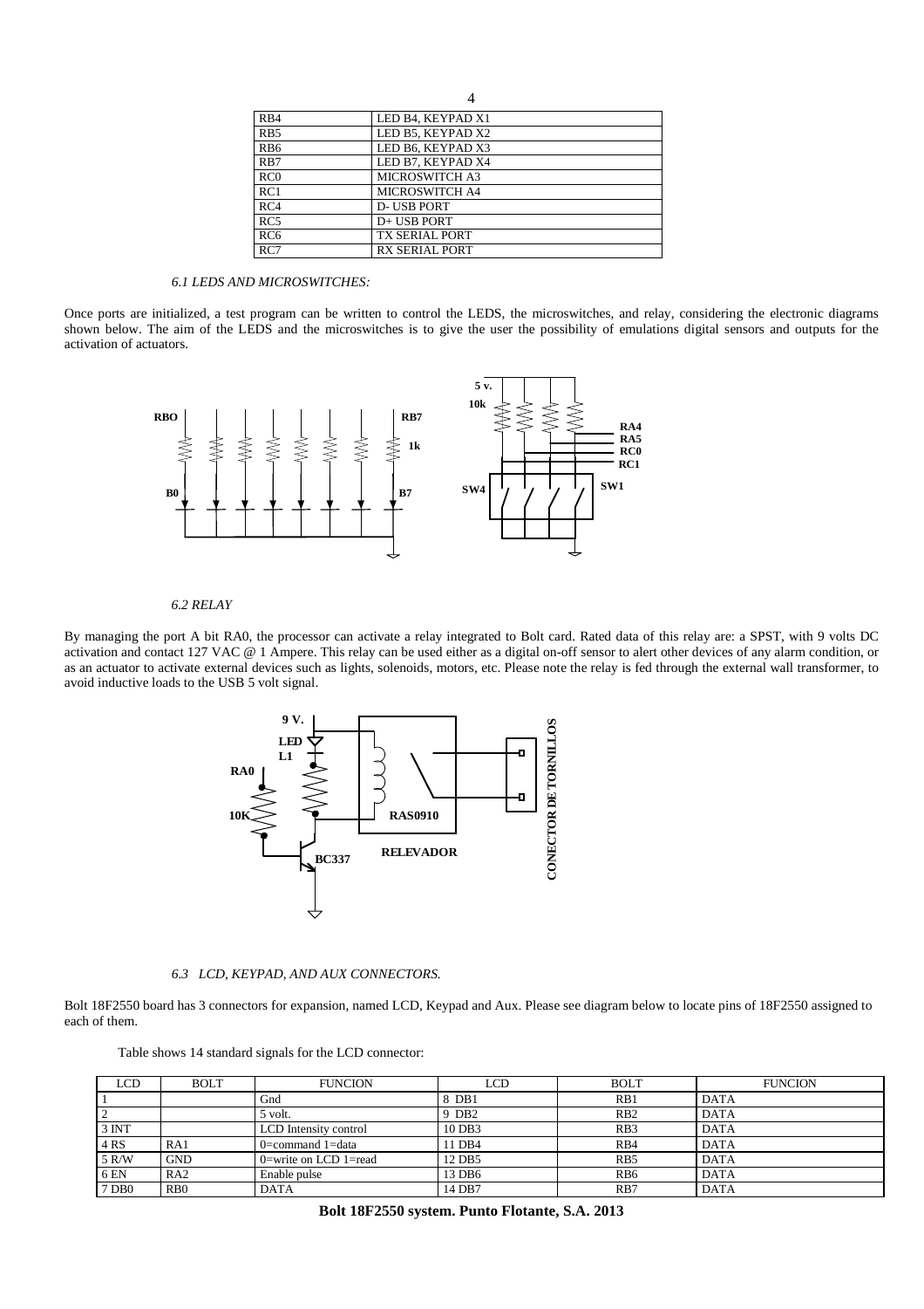| RB4 | LED B4, KEYPAD X1 |
|---|---|
| RB5 | LED B5, KEYPAD X2 |
| RB6 | LED B6, KEYPAD X3 |
| RB7 | LED B7, KEYPAD X4 |
| RC0 | MICROSWITCH A3 |
| RC1 | MICROSWITCH A4 |
| RC4 | D- USB PORT |
| RC5 | D+ USB PORT |
| RC6 | TX SERIAL PORT |
| RC7 | RX SERIAL PORT |

### *6.1 LEDS AND MICROSWITCHES:*

Once ports are initialized, a test program can be written to control the LEDS, the microswitches, and relay, considering the electronic diagrams shown below. The aim of the LEDS and the microswitches is to give the user the possibility of emulations digital sensors and outputs for the activation of actuators.

### *6.2 RELAY*

By managing the port A bit RA0, the processor can activate a relay integrated to Bolt card. Rated data of this relay are: a SPST, with 9 volts DC activation and contact 127 VAC @ 1 Ampere. This relay can be used either as a digital on-off sensor to alert other devices of any alarm condition, or as an actuator to activate external devices such as lights, solenoids, motors, etc. Please note the relay is fed through the external wall transformer, to avoid inductive loads to the USB 5 volt signal.

### *6.3 LCD, KEYPAD, AND AUX CONNECTORS.*

Bolt 18F2550 board has 3 connectors for expansion, named LCD, Keypad and Aux. Please see diagram below to locate pins of 18F2550 assigned to each of them.

Table shows 14 standard signals for the LCD connector:

| LCD | BOLT | FUNCION | LCD | BOLT | FUNCION |
|---|---|---|---|---|---|
| 1 | | Gnd | 8 DB1 | RB1 | DATA |
| 2 | | 5 volt. | 9 DB2 | RB2 | DATA |
| 3 INT | | LCD Intensity control | 10 DB3 | RB3 | DATA |
| 4 RS | RA1 | 0=command 1=data | 11 DB4 | RB4 | DATA |
| 5 R/W | GND | 0=write on LCD 1=read | 12 DB5 | RB5 | DATA |
| 6 EN | RA2 | Enable pulse | 13 DB6 | RB6 | DATA |
| 7 DB0 | RB0 | DATA | 14 DB7 | RB7 | DATA |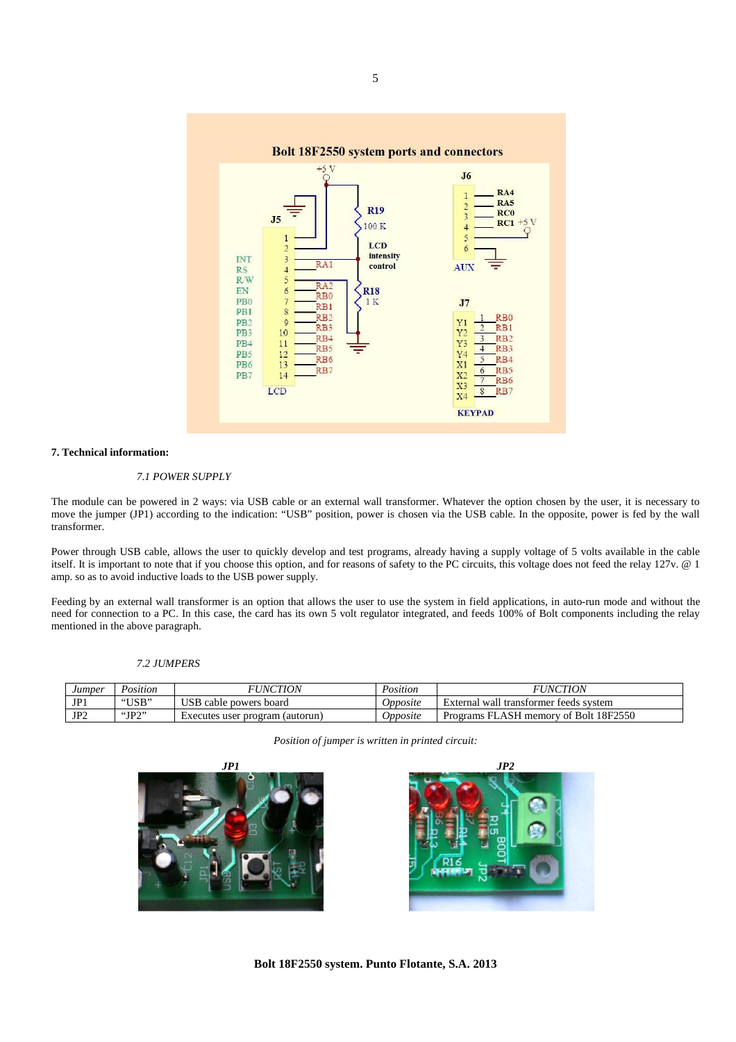Bolt 18F2550 system ports and connectors

# 7. Technical information:

*7.1 POWER SUPPLY*

The module can be powered in 2 ways: via USB cable or an external wall transformer. Whatever the option chosen by the user, it is necessary to move the jumper (JP1) according to the indication: "USB" position, power is chosen via the USB cable. In the opposite, power is fed by the wall transformer.

Power through USB cable, allows the user to quickly develop and test programs, already having a supply voltage of 5 volts available in the cable itself. It is important to note that if you choose this option, and for reasons of safety to the PC circuits, this voltage does not feed the relay 127v. @ 1 amp. so as to avoid inductive loads to the USB power supply.

Feeding by an external wall transformer is an option that allows the user to use the system in field applications, in auto-run mode and without the need for connection to a PC. In this case, the card has its own 5 volt regulator integrated, and feeds 100% of Bolt components including the relay mentioned in the above paragraph.

*7.2 JUMPERS*

| *Jumper* | *Position* | *FUNCTION* | *Position* | *FUNCTION* |
|---|---|---|---|---|
| JP1 | "USB" | USB cable powers board | *Opposite* | External wall transformer feeds system |
| JP2 | "JP2" | Executes user program (autorun) | *Opposite* | Programs FLASH memory of Bolt 18F2550 |

*Position of jumper is written in printed circuit:*

***JP1*** ***JP2***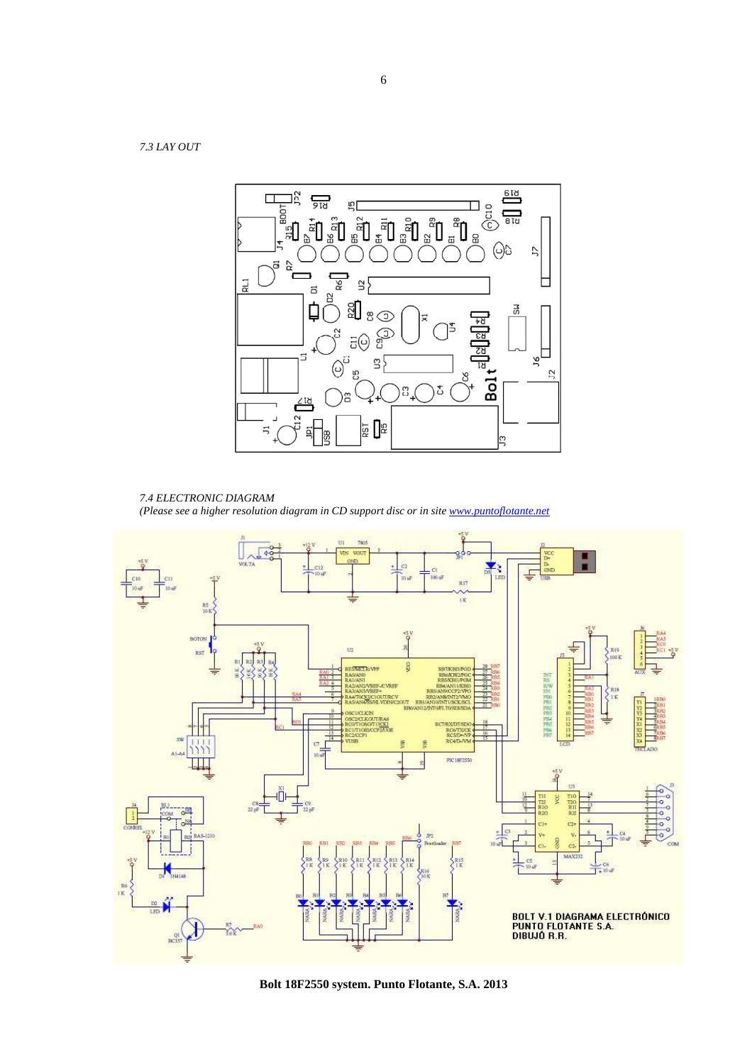*7.3 LAY OUT*

*7.4 ELECTRONIC DIAGRAM*

*(Please see a higher resolution diagram in CD support disc or in site [www.puntoflotante.net](www.puntoflotante.net))*

**Bolt 18F2550 system. Punto Flotante, S.A. 2013**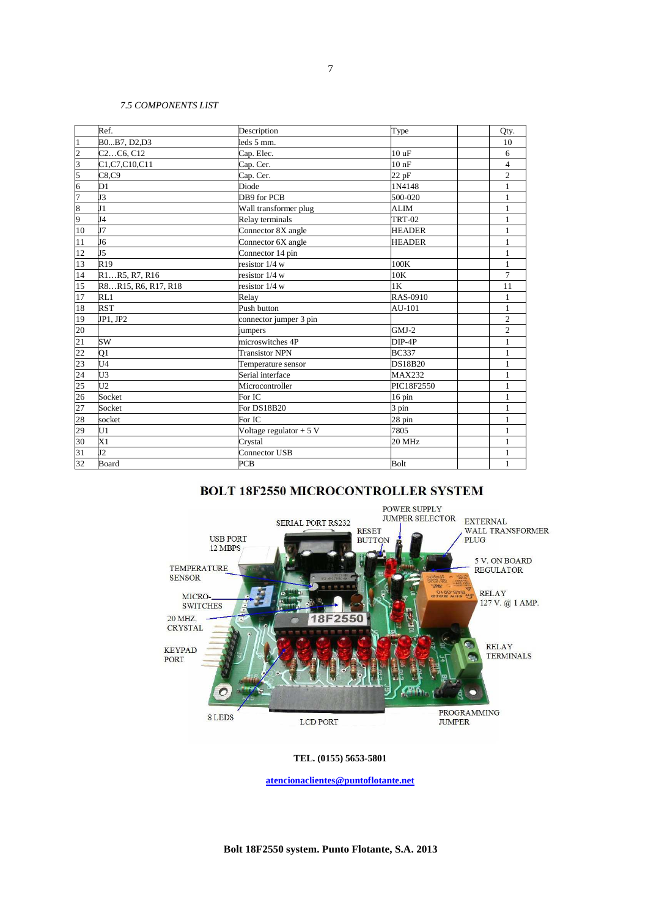*7.5 COMPONENTS LIST*

| | Ref. | Description | Type | | Qty. |
|---|---|---|---|---|---|
| 1 | B0...B7, D2,D3 | leds 5 mm. | | | 10 |
| 2 | C2…C6, C12 | Cap. Elec. | 10 uF | | 6 |
| 3 | C1,C7,C10,C11 | Cap. Cer. | 10 nF | | 4 |
| 5 | C8,C9 | Cap. Cer. | 22 pF | | 2 |
| 6 | D1 | Diode | 1N4148 | | 1 |
| 7 | J3 | DB9 for PCB | 500-020 | | 1 |
| 8 | J1 | Wall transformer plug | ALIM | | 1 |
| 9 | J4 | Relay terminals | TRT-02 | | 1 |
| 10 | J7 | Connector 8X angle | HEADER | | 1 |
| 11 | J6 | Connector 6X angle | HEADER | | 1 |
| 12 | J5 | Connector 14 pin | | | 1 |
| 13 | R19 | resistor 1/4 w | 100K | | 1 |
| 14 | R1…R5, R7, R16 | resistor 1/4 w | 10K | | 7 |
| 15 | R8…R15, R6, R17, R18 | resistor 1/4 w | 1K | | 11 |
| 17 | RL1 | Relay | RAS-0910 | | 1 |
| 18 | RST | Push button | AU-101 | | 1 |
| 19 | JP1, JP2 | connector jumper 3 pin | | | 2 |
| 20 | | jumpers | GMJ-2 | | 2 |
| 21 | SW | microswitches 4P | DIP-4P | | 1 |
| 22 | Q1 | Transistor NPN | BC337 | | 1 |
| 23 | U4 | Temperature sensor | DS18B20 | | 1 |
| 24 | U3 | Serial interface | MAX232 | | 1 |
| 25 | U2 | Microcontroller | PIC18F2550 | | 1 |
| 26 | Socket | For IC | 16 pin | | 1 |
| 27 | Socket | For DS18B20 | 3 pin | | 1 |
| 28 | socket | For IC | 28 pin | | 1 |
| 29 | U1 | Voltage regulator + 5 V | 7805 | | 1 |
| 30 | X1 | Crystal | 20 MHz | | 1 |
| 31 | J2 | Connector USB | | | 1 |
| 32 | Board | PCB | Bolt | | 1 |

**BOLT 18F2550 MICROCONTROLLER SYSTEM**

SERIAL PORT RS232
POWER SUPPLY JUMPER SELECTOR
RESET BUTTON
EXTERNAL WALL TRANSFORMER PLUG
USB PORT 12 MBPS
5 V. ON BOARD REGULATOR
TEMPERATURE SENSOR
MICRO-SWITCHES
RELAY 127 V. @ 1 AMP.
20 MHZ. CRYSTAL
KEYPAD PORT
RELAY TERMINALS
8 LEDS
LCD PORT
PROGRAMMING JUMPER

**TEL. (0155) 5653-5801**

**atencionaclientes@puntoflotante.net**

**Bolt 18F2550 system. Punto Flotante, S.A. 2013**